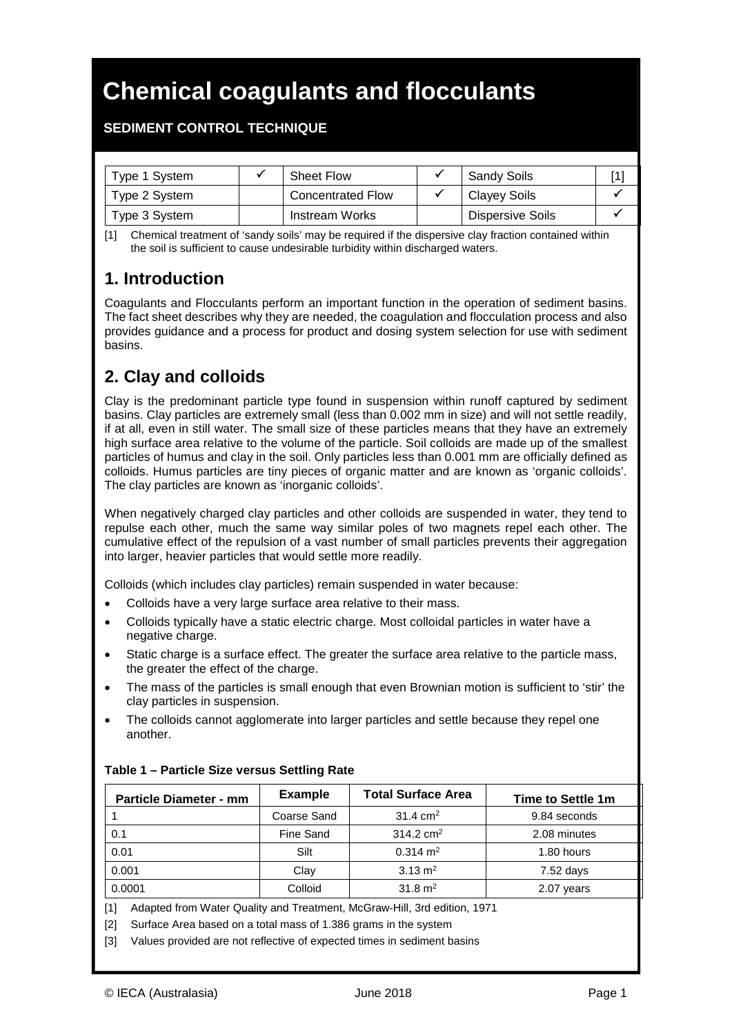# Chemical coagulants and flocculants

**SEDIMENT CONTROL TECHNIQUE**

| Type 1 System | ✓ | Sheet Flow | ✓ | Sandy Soils | [1] |
|---|---|---|---|---|---|
| Type 2 System | | Concentrated Flow | ✓ | Clayey Soils | ✓ |
| Type 3 System | | Instream Works | | Dispersive Soils | ✓ |

[1] Chemical treatment of 'sandy soils' may be required if the dispersive clay fraction contained within the soil is sufficient to cause undesirable turbidity within discharged waters.

## 1. Introduction

Coagulants and Flocculants perform an important function in the operation of sediment basins. The fact sheet describes why they are needed, the coagulation and flocculation process and also provides guidance and a process for product and dosing system selection for use with sediment basins.

## 2. Clay and colloids

Clay is the predominant particle type found in suspension within runoff captured by sediment basins. Clay particles are extremely small (less than 0.002 mm in size) and will not settle readily, if at all, even in still water. The small size of these particles means that they have an extremely high surface area relative to the volume of the particle. Soil colloids are made up of the smallest particles of humus and clay in the soil. Only particles less than 0.001 mm are officially defined as colloids. Humus particles are tiny pieces of organic matter and are known as 'organic colloids'. The clay particles are known as 'inorganic colloids'.

When negatively charged clay particles and other colloids are suspended in water, they tend to repulse each other, much the same way similar poles of two magnets repel each other. The cumulative effect of the repulsion of a vast number of small particles prevents their aggregation into larger, heavier particles that would settle more readily.

Colloids (which includes clay particles) remain suspended in water because:

- Colloids have a very large surface area relative to their mass.
- Colloids typically have a static electric charge. Most colloidal particles in water have a negative charge.
- Static charge is a surface effect. The greater the surface area relative to the particle mass, the greater the effect of the charge.
- The mass of the particles is small enough that even Brownian motion is sufficient to 'stir' the clay particles in suspension.
- The colloids cannot agglomerate into larger particles and settle because they repel one another.

**Table 1 – Particle Size versus Settling Rate**

| Particle Diameter - mm | Example | Total Surface Area | Time to Settle 1m |
|---|---|---|---|
| 1 | Coarse Sand | 31.4 $cm^2$ | 9.84 seconds |
| 0.1 | Fine Sand | 314.2 $cm^2$ | 2.08 minutes |
| 0.01 | Silt | 0.314 $m^2$ | 1.80 hours |
| 0.001 | Clay | 3.13 $m^2$ | 7.52 days |
| 0.0001 | Colloid | 31.8 $m^2$ | 2.07 years |

[1] Adapted from Water Quality and Treatment, McGraw-Hill, 3rd edition, 1971

[2] Surface Area based on a total mass of 1.386 grams in the system

[3] Values provided are not reflective of expected times in sediment basins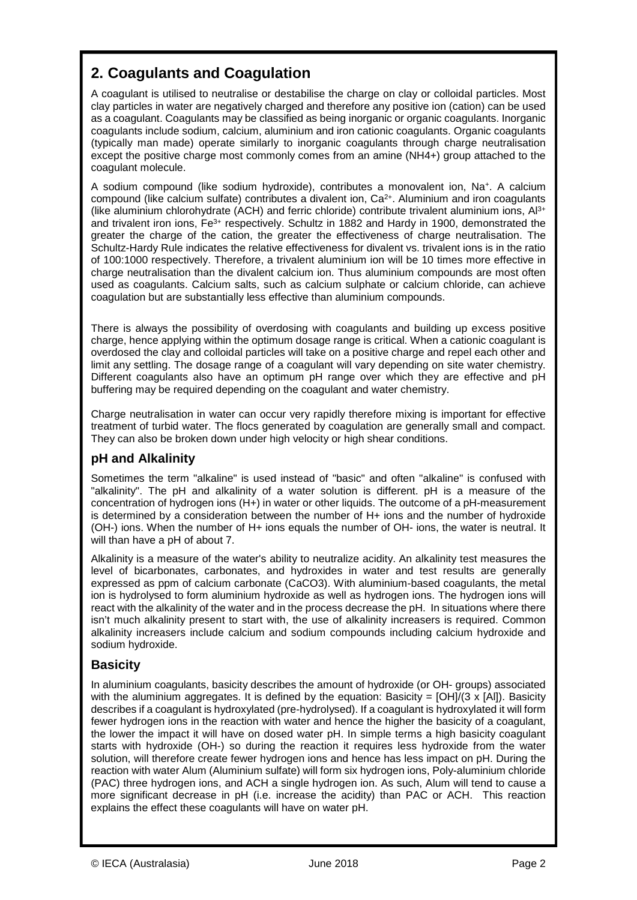## 2. Coagulants and Coagulation

A coagulant is utilised to neutralise or destabilise the charge on clay or colloidal particles. Most clay particles in water are negatively charged and therefore any positive ion (cation) can be used as a coagulant. Coagulants may be classified as being inorganic or organic coagulants. Inorganic coagulants include sodium, calcium, aluminium and iron cationic coagulants. Organic coagulants (typically man made) operate similarly to inorganic coagulants through charge neutralisation except the positive charge most commonly comes from an amine ($NH_4^+$) group attached to the coagulant molecule.

A sodium compound (like sodium hydroxide), contributes a monovalent ion, $Na^+$. A calcium compound (like calcium sulfate) contributes a divalent ion, $Ca^{2+}$. Aluminium and iron coagulants (like aluminium chlorohydrate (ACH) and ferric chloride) contribute trivalent aluminium ions, $Al^{3+}$ and trivalent iron ions, $Fe^{3+}$ respectively. Schultz in 1882 and Hardy in 1900, demonstrated the greater the charge of the cation, the greater the effectiveness of charge neutralisation. The Schultz-Hardy Rule indicates the relative effectiveness for divalent vs. trivalent ions is in the ratio of 100:1000 respectively. Therefore, a trivalent aluminium ion will be 10 times more effective in charge neutralisation than the divalent calcium ion. Thus aluminium compounds are most often used as coagulants. Calcium salts, such as calcium sulphate or calcium chloride, can achieve coagulation but are substantially less effective than aluminium compounds.

There is always the possibility of overdosing with coagulants and building up excess positive charge, hence applying within the optimum dosage range is critical. When a cationic coagulant is overdosed the clay and colloidal particles will take on a positive charge and repel each other and limit any settling. The dosage range of a coagulant will vary depending on site water chemistry. Different coagulants also have an optimum pH range over which they are effective and pH buffering may be required depending on the coagulant and water chemistry.

Charge neutralisation in water can occur very rapidly therefore mixing is important for effective treatment of turbid water. The flocs generated by coagulation are generally small and compact. They can also be broken down under high velocity or high shear conditions.

### pH and Alkalinity

Sometimes the term "alkaline" is used instead of "basic" and often "alkaline" is confused with "alkalinity". The pH and alkalinity of a water solution is different. pH is a measure of the concentration of hydrogen ions ($H^+$) in water or other liquids. The outcome of a pH-measurement is determined by a consideration between the number of $H^+$ ions and the number of hydroxide ($OH^-$) ions. When the number of $H^+$ ions equals the number of $OH^-$ ions, the water is neutral. It will than have a pH of about 7.

Alkalinity is a measure of the water's ability to neutralize acidity. An alkalinity test measures the level of bicarbonates, carbonates, and hydroxides in water and test results are generally expressed as ppm of calcium carbonate ($CaCO_3$). With aluminium-based coagulants, the metal ion is hydrolysed to form aluminium hydroxide as well as hydrogen ions. The hydrogen ions will react with the alkalinity of the water and in the process decrease the pH. In situations where there isn't much alkalinity present to start with, the use of alkalinity increasers is required. Common alkalinity increasers include calcium and sodium compounds including calcium hydroxide and sodium hydroxide.

### Basicity

In aluminium coagulants, basicity describes the amount of hydroxide (or $OH^-$ groups) associated with the aluminium aggregates. It is defined by the equation: Basicity = $[OH]/(3 \times [Al])$. Basicity describes if a coagulant is hydroxylated (pre-hydrolysed). If a coagulant is hydroxylated it will form fewer hydrogen ions in the reaction with water and hence the higher the basicity of a coagulant, the lower the impact it will have on dosed water pH. In simple terms a high basicity coagulant starts with hydroxide ($OH^-$) so during the reaction it requires less hydroxide from the water solution, will therefore create fewer hydrogen ions and hence has less impact on pH. During the reaction with water Alum (Aluminium sulfate) will form six hydrogen ions, Poly-aluminium chloride (PAC) three hydrogen ions, and ACH a single hydrogen ion. As such, Alum will tend to cause a more significant decrease in pH (i.e. increase the acidity) than PAC or ACH. This reaction explains the effect these coagulants will have on water pH.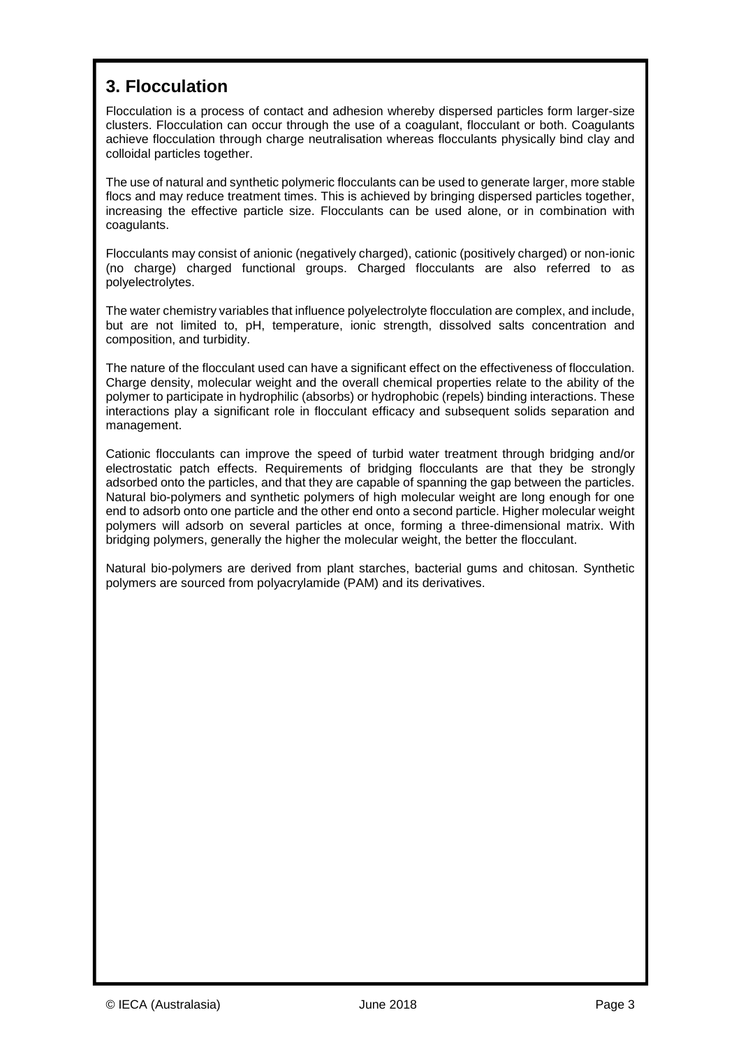## 3. Flocculation

Flocculation is a process of contact and adhesion whereby dispersed particles form larger-size clusters. Flocculation can occur through the use of a coagulant, flocculant or both. Coagulants achieve flocculation through charge neutralisation whereas flocculants physically bind clay and colloidal particles together.

The use of natural and synthetic polymeric flocculants can be used to generate larger, more stable flocs and may reduce treatment times. This is achieved by bringing dispersed particles together, increasing the effective particle size. Flocculants can be used alone, or in combination with coagulants.

Flocculants may consist of anionic (negatively charged), cationic (positively charged) or non-ionic (no charge) charged functional groups. Charged flocculants are also referred to as polyelectrolytes.

The water chemistry variables that influence polyelectrolyte flocculation are complex, and include, but are not limited to, pH, temperature, ionic strength, dissolved salts concentration and composition, and turbidity.

The nature of the flocculant used can have a significant effect on the effectiveness of flocculation. Charge density, molecular weight and the overall chemical properties relate to the ability of the polymer to participate in hydrophilic (absorbs) or hydrophobic (repels) binding interactions. These interactions play a significant role in flocculant efficacy and subsequent solids separation and management.

Cationic flocculants can improve the speed of turbid water treatment through bridging and/or electrostatic patch effects. Requirements of bridging flocculants are that they be strongly adsorbed onto the particles, and that they are capable of spanning the gap between the particles. Natural bio-polymers and synthetic polymers of high molecular weight are long enough for one end to adsorb onto one particle and the other end onto a second particle. Higher molecular weight polymers will adsorb on several particles at once, forming a three-dimensional matrix. With bridging polymers, generally the higher the molecular weight, the better the flocculant.

Natural bio-polymers are derived from plant starches, bacterial gums and chitosan. Synthetic polymers are sourced from polyacrylamide (PAM) and its derivatives.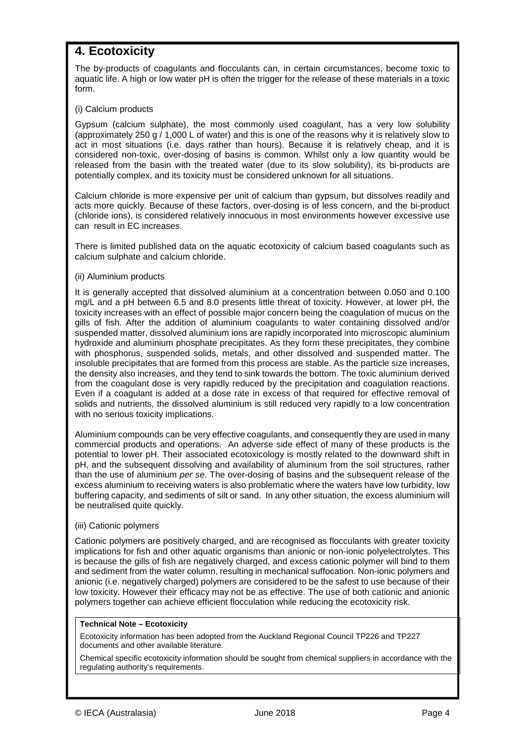## 4. Ecotoxicity

The by-products of coagulants and flocculants can, in certain circumstances, become toxic to aquatic life. A high or low water pH is often the trigger for the release of these materials in a toxic form.

(i) Calcium products

Gypsum (calcium sulphate), the most commonly used coagulant, has a very low solubility (approximately 250 g / 1,000 L of water) and this is one of the reasons why it is relatively slow to act in most situations (i.e. days rather than hours). Because it is relatively cheap, and it is considered non-toxic, over-dosing of basins is common. Whilst only a low quantity would be released from the basin with the treated water (due to its slow solubility), its bi-products are potentially complex, and its toxicity must be considered unknown for all situations.

Calcium chloride is more expensive per unit of calcium than gypsum, but dissolves readily and acts more quickly. Because of these factors, over-dosing is of less concern, and the bi-product (chloride ions), is considered relatively innocuous in most environments however excessive use can result in EC increases.

There is limited published data on the aquatic ecotoxicity of calcium based coagulants such as calcium sulphate and calcium chloride.

(ii) Aluminium products

It is generally accepted that dissolved aluminium at a concentration between 0.050 and 0.100 mg/L and a pH between 6.5 and 8.0 presents little threat of toxicity. However, at lower pH, the toxicity increases with an effect of possible major concern being the coagulation of mucus on the gills of fish. After the addition of aluminium coagulants to water containing dissolved and/or suspended matter, dissolved aluminium ions are rapidly incorporated into microscopic aluminium hydroxide and aluminium phosphate precipitates. As they form these precipitates, they combine with phosphorus, suspended solids, metals, and other dissolved and suspended matter. The insoluble precipitates that are formed from this process are stable. As the particle size increases, the density also increases, and they tend to sink towards the bottom. The toxic aluminium derived from the coagulant dose is very rapidly reduced by the precipitation and coagulation reactions. Even if a coagulant is added at a dose rate in excess of that required for effective removal of solids and nutrients, the dissolved aluminium is still reduced very rapidly to a low concentration with no serious toxicity implications.

Aluminium compounds can be very effective coagulants, and consequently they are used in many commercial products and operations. An adverse side effect of many of these products is the potential to lower pH. Their associated ecotoxicology is mostly related to the downward shift in pH, and the subsequent dissolving and availability of aluminium from the soil structures, rather than the use of aluminium *per se*. The over-dosing of basins and the subsequent release of the excess aluminium to receiving waters is also problematic where the waters have low turbidity, low buffering capacity, and sediments of silt or sand. In any other situation, the excess aluminium will be neutralised quite quickly.

(iii) Cationic polymers

Cationic polymers are positively charged, and are recognised as flocculants with greater toxicity implications for fish and other aquatic organisms than anionic or non-ionic polyelectrolytes. This is because the gills of fish are negatively charged, and excess cationic polymer will bind to them and sediment from the water column, resulting in mechanical suffocation. Non-ionic polymers and anionic (i.e. negatively charged) polymers are considered to be the safest to use because of their low toxicity. However their efficacy may not be as effective. The use of both cationic and anionic polymers together can achieve efficient flocculation while reducing the ecotoxicity risk.

**Technical Note – Ecotoxicity**

Ecotoxicity information has been adopted from the Auckland Regional Council TP226 and TP227 documents and other available literature.

Chemical specific ecotoxicity information should be sought from chemical suppliers in accordance with the regulating authority's requirements.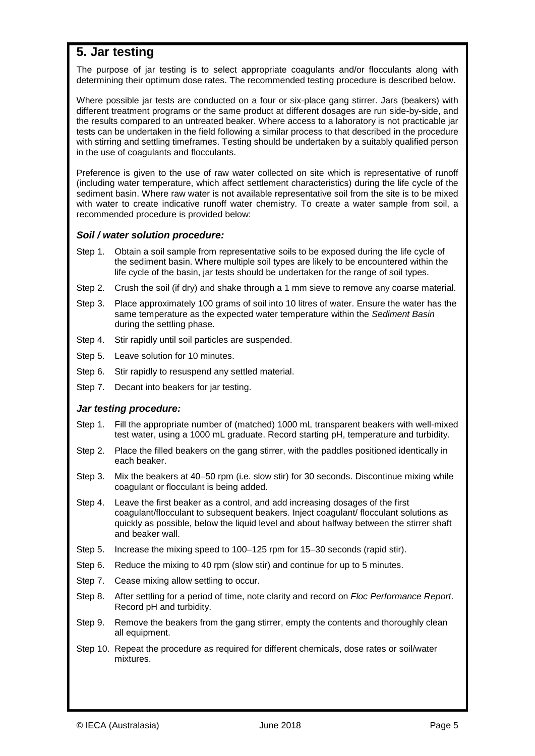## 5. Jar testing

The purpose of jar testing is to select appropriate coagulants and/or flocculants along with determining their optimum dose rates. The recommended testing procedure is described below.

Where possible jar tests are conducted on a four or six-place gang stirrer. Jars (beakers) with different treatment programs or the same product at different dosages are run side-by-side, and the results compared to an untreated beaker. Where access to a laboratory is not practicable jar tests can be undertaken in the field following a similar process to that described in the procedure with stirring and settling timeframes. Testing should be undertaken by a suitably qualified person in the use of coagulants and flocculants.

Preference is given to the use of raw water collected on site which is representative of runoff (including water temperature, which affect settlement characteristics) during the life cycle of the sediment basin. Where raw water is not available representative soil from the site is to be mixed with water to create indicative runoff water chemistry. To create a water sample from soil, a recommended procedure is provided below:

### *Soil / water solution procedure:*

- Step 1. Obtain a soil sample from representative soils to be exposed during the life cycle of the sediment basin. Where multiple soil types are likely to be encountered within the life cycle of the basin, jar tests should be undertaken for the range of soil types.
- Step 2. Crush the soil (if dry) and shake through a 1 mm sieve to remove any coarse material.
- Step 3. Place approximately 100 grams of soil into 10 litres of water. Ensure the water has the same temperature as the expected water temperature within the *Sediment Basin* during the settling phase.
- Step 4. Stir rapidly until soil particles are suspended.
- Step 5. Leave solution for 10 minutes.
- Step 6. Stir rapidly to resuspend any settled material.
- Step 7. Decant into beakers for jar testing.

### *Jar testing procedure:*

- Step 1. Fill the appropriate number of (matched) 1000 mL transparent beakers with well-mixed test water, using a 1000 mL graduate. Record starting pH, temperature and turbidity.
- Step 2. Place the filled beakers on the gang stirrer, with the paddles positioned identically in each beaker.
- Step 3. Mix the beakers at 40–50 rpm (i.e. slow stir) for 30 seconds. Discontinue mixing while coagulant or flocculant is being added.
- Step 4. Leave the first beaker as a control, and add increasing dosages of the first coagulant/flocculant to subsequent beakers. Inject coagulant/ flocculant solutions as quickly as possible, below the liquid level and about halfway between the stirrer shaft and beaker wall.
- Step 5. Increase the mixing speed to 100–125 rpm for 15–30 seconds (rapid stir).
- Step 6. Reduce the mixing to 40 rpm (slow stir) and continue for up to 5 minutes.
- Step 7. Cease mixing allow settling to occur.
- Step 8. After settling for a period of time, note clarity and record on *Floc Performance Report*. Record pH and turbidity.
- Step 9. Remove the beakers from the gang stirrer, empty the contents and thoroughly clean all equipment.
- Step 10. Repeat the procedure as required for different chemicals, dose rates or soil/water mixtures.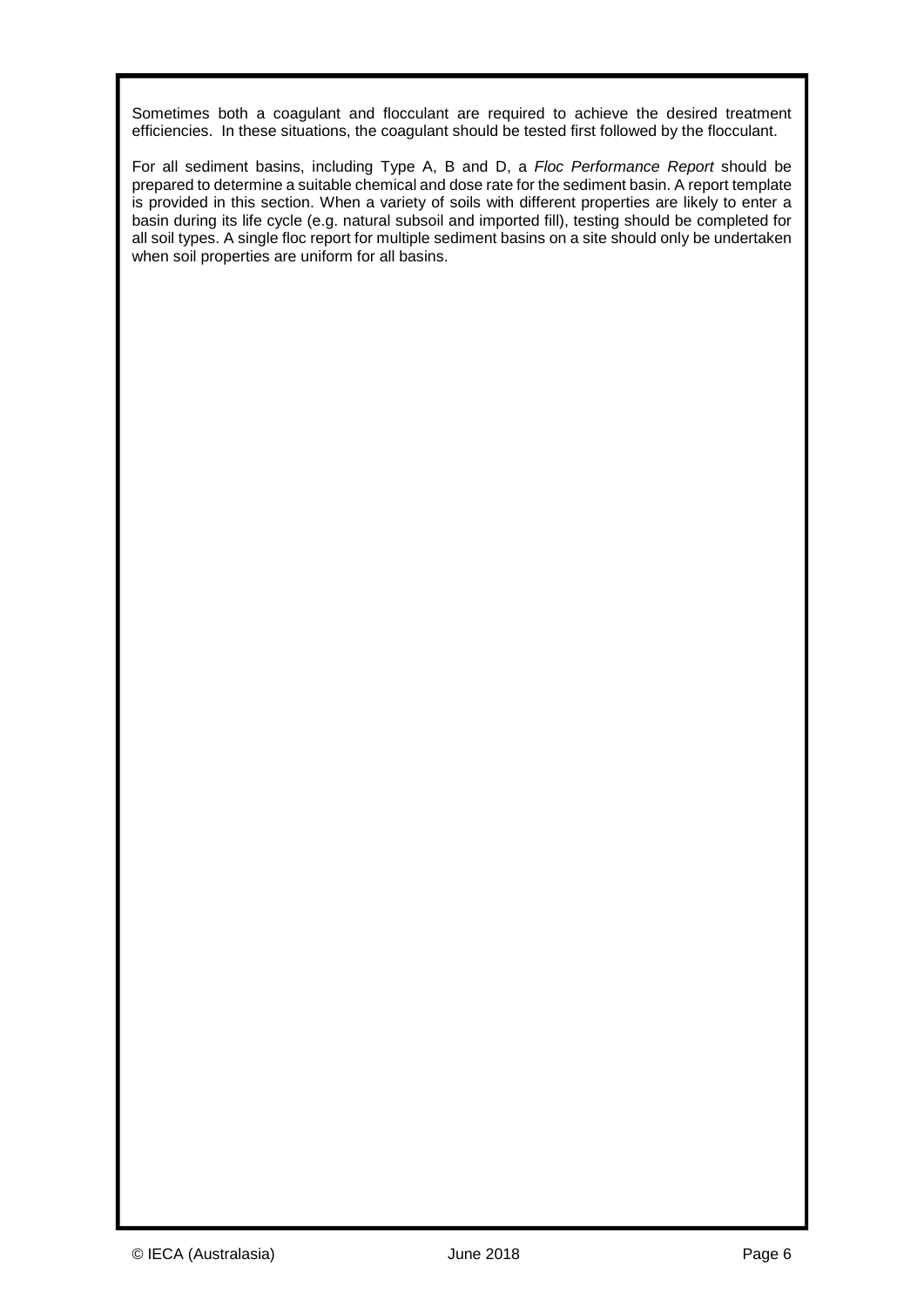Sometimes both a coagulant and flocculant are required to achieve the desired treatment efficiencies. In these situations, the coagulant should be tested first followed by the flocculant.

For all sediment basins, including Type A, B and D, a *Floc Performance Report* should be prepared to determine a suitable chemical and dose rate for the sediment basin. A report template is provided in this section. When a variety of soils with different properties are likely to enter a basin during its life cycle (e.g. natural subsoil and imported fill), testing should be completed for all soil types. A single floc report for multiple sediment basins on a site should only be undertaken when soil properties are uniform for all basins.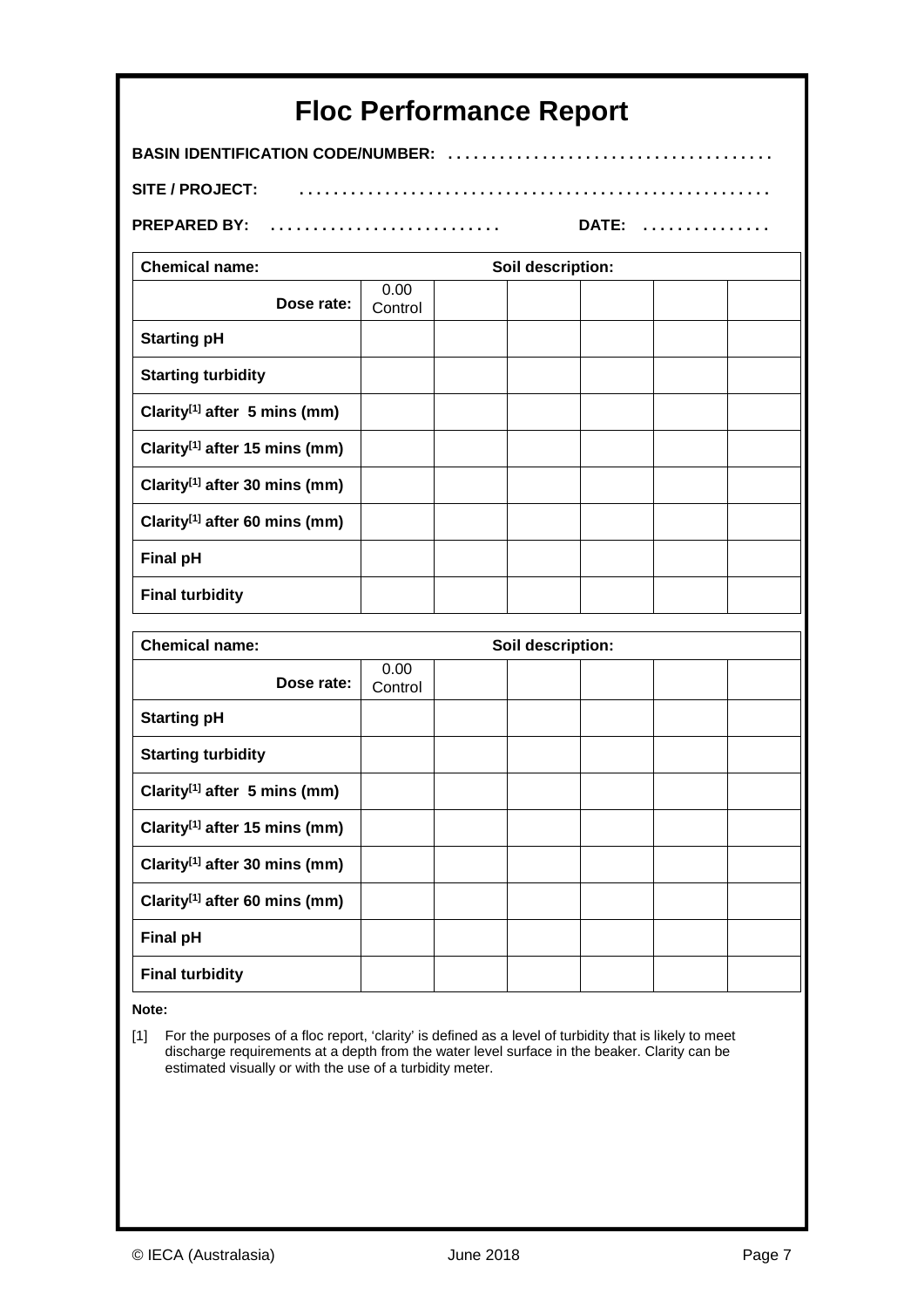# Floc Performance Report

**BASIN IDENTIFICATION CODE/NUMBER:** . . . . . . . . . . . . . . . . . . . . . . . . . . . . . . . . . . . .

**SITE / PROJECT:** . . . . . . . . . . . . . . . . . . . . . . . . . . . . . . . . . . . . . . . . . . . . . . . . . . . .

**PREPARED BY:** . . . . . . . . . . . . . . . . . . . . . . . . . . **DATE:** . . . . . . . . . . . . . . .

| **Chemical name:** | **Soil description:** | | | | | |
|---|---|---|---|---|---|---|
| **Dose rate:** | 0.00 Control | | | | | |
| **Starting pH** | | | | | | |
| **Starting turbidity** | | | | | | |
| **Clarity[1] after 5 mins (mm)** | | | | | | |
| **Clarity[1] after 15 mins (mm)** | | | | | | |
| **Clarity[1] after 30 mins (mm)** | | | | | | |
| **Clarity[1] after 60 mins (mm)** | | | | | | |
| **Final pH** | | | | | | |
| **Final turbidity** | | | | | | |

| **Chemical name:** | **Soil description:** | | | | | |
|---|---|---|---|---|---|---|
| **Dose rate:** | 0.00 Control | | | | | |
| **Starting pH** | | | | | | |
| **Starting turbidity** | | | | | | |
| **Clarity[1] after 5 mins (mm)** | | | | | | |
| **Clarity[1] after 15 mins (mm)** | | | | | | |
| **Clarity[1] after 30 mins (mm)** | | | | | | |
| **Clarity[1] after 60 mins (mm)** | | | | | | |
| **Final pH** | | | | | | |
| **Final turbidity** | | | | | | |

**Note:**

[1] For the purposes of a floc report, 'clarity' is defined as a level of turbidity that is likely to meet discharge requirements at a depth from the water level surface in the beaker. Clarity can be estimated visually or with the use of a turbidity meter.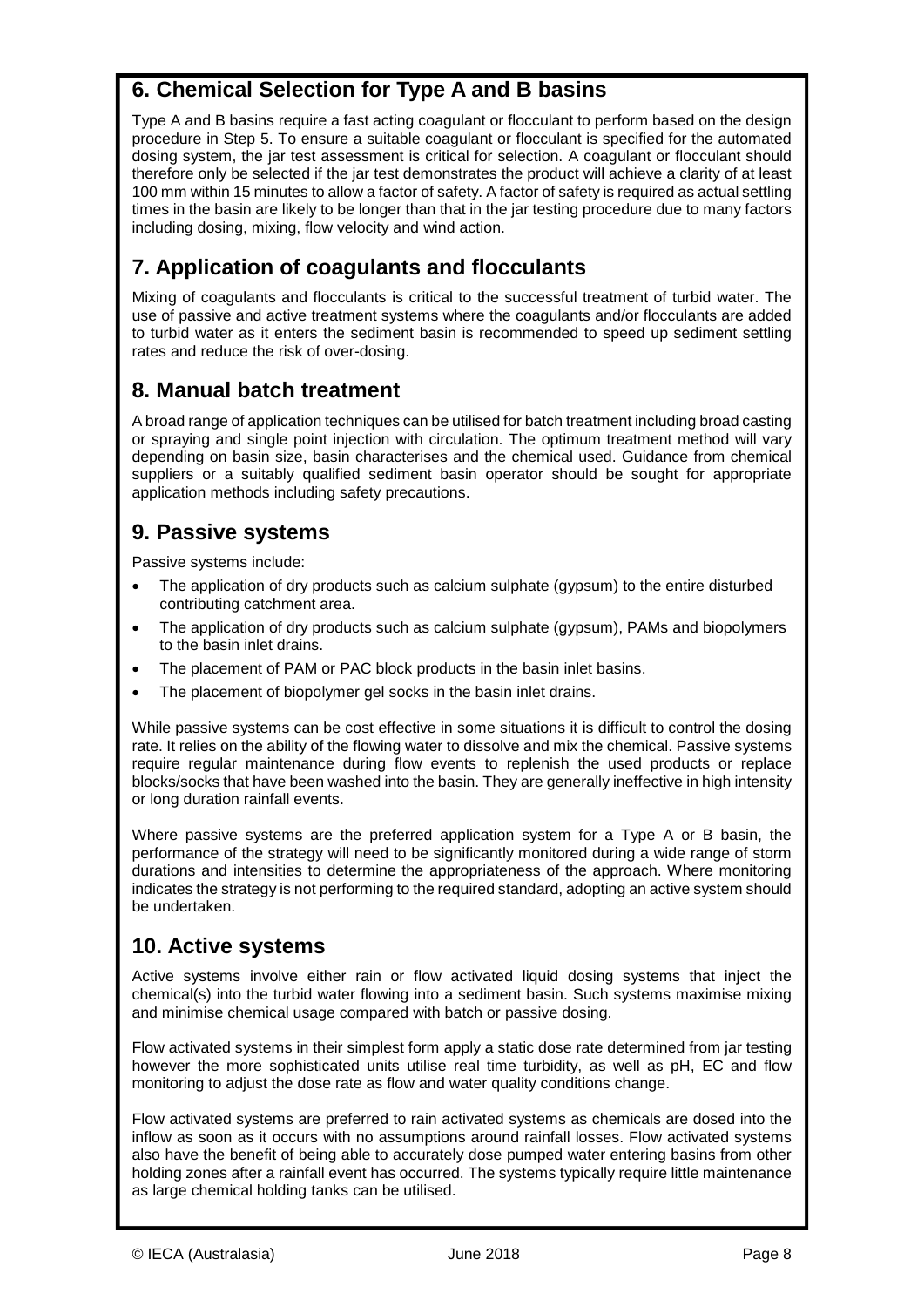## 6. Chemical Selection for Type A and B basins

Type A and B basins require a fast acting coagulant or flocculant to perform based on the design procedure in Step 5. To ensure a suitable coagulant or flocculant is specified for the automated dosing system, the jar test assessment is critical for selection. A coagulant or flocculant should therefore only be selected if the jar test demonstrates the product will achieve a clarity of at least 100 mm within 15 minutes to allow a factor of safety. A factor of safety is required as actual settling times in the basin are likely to be longer than that in the jar testing procedure due to many factors including dosing, mixing, flow velocity and wind action.

## 7. Application of coagulants and flocculants

Mixing of coagulants and flocculants is critical to the successful treatment of turbid water. The use of passive and active treatment systems where the coagulants and/or flocculants are added to turbid water as it enters the sediment basin is recommended to speed up sediment settling rates and reduce the risk of over-dosing.

## 8. Manual batch treatment

A broad range of application techniques can be utilised for batch treatment including broad casting or spraying and single point injection with circulation. The optimum treatment method will vary depending on basin size, basin characterises and the chemical used. Guidance from chemical suppliers or a suitably qualified sediment basin operator should be sought for appropriate application methods including safety precautions.

## 9. Passive systems

Passive systems include:

- The application of dry products such as calcium sulphate (gypsum) to the entire disturbed contributing catchment area.
- The application of dry products such as calcium sulphate (gypsum), PAMs and biopolymers to the basin inlet drains.
- The placement of PAM or PAC block products in the basin inlet basins.
- The placement of biopolymer gel socks in the basin inlet drains.

While passive systems can be cost effective in some situations it is difficult to control the dosing rate. It relies on the ability of the flowing water to dissolve and mix the chemical. Passive systems require regular maintenance during flow events to replenish the used products or replace blocks/socks that have been washed into the basin. They are generally ineffective in high intensity or long duration rainfall events.

Where passive systems are the preferred application system for a Type A or B basin, the performance of the strategy will need to be significantly monitored during a wide range of storm durations and intensities to determine the appropriateness of the approach. Where monitoring indicates the strategy is not performing to the required standard, adopting an active system should be undertaken.

## 10. Active systems

Active systems involve either rain or flow activated liquid dosing systems that inject the chemical(s) into the turbid water flowing into a sediment basin. Such systems maximise mixing and minimise chemical usage compared with batch or passive dosing.

Flow activated systems in their simplest form apply a static dose rate determined from jar testing however the more sophisticated units utilise real time turbidity, as well as pH, EC and flow monitoring to adjust the dose rate as flow and water quality conditions change.

Flow activated systems are preferred to rain activated systems as chemicals are dosed into the inflow as soon as it occurs with no assumptions around rainfall losses. Flow activated systems also have the benefit of being able to accurately dose pumped water entering basins from other holding zones after a rainfall event has occurred. The systems typically require little maintenance as large chemical holding tanks can be utilised.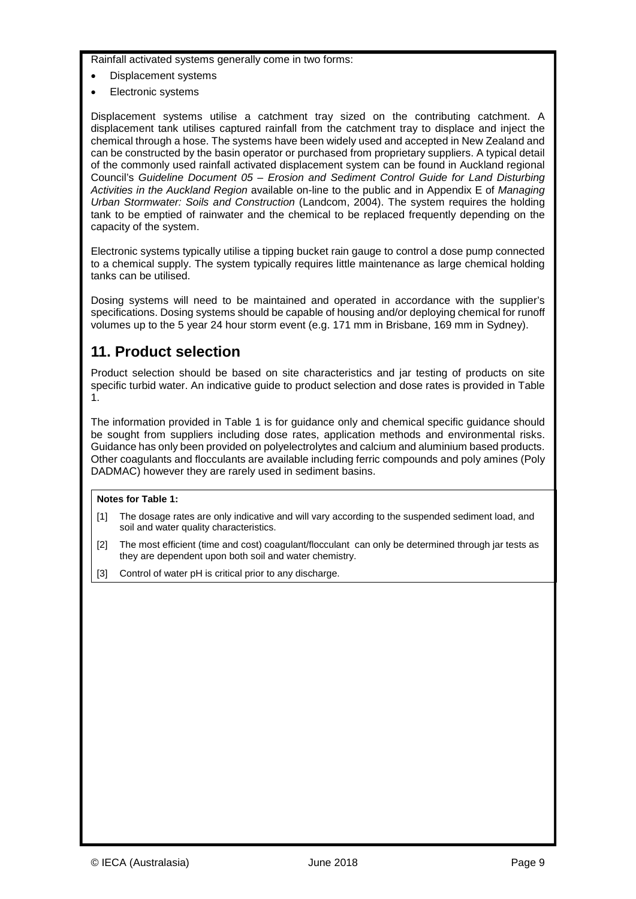Rainfall activated systems generally come in two forms:

- Displacement systems
- Electronic systems

Displacement systems utilise a catchment tray sized on the contributing catchment. A displacement tank utilises captured rainfall from the catchment tray to displace and inject the chemical through a hose. The systems have been widely used and accepted in New Zealand and can be constructed by the basin operator or purchased from proprietary suppliers. A typical detail of the commonly used rainfall activated displacement system can be found in Auckland regional Council's *Guideline Document 05 – Erosion and Sediment Control Guide for Land Disturbing Activities in the Auckland Region* available on-line to the public and in Appendix E of *Managing Urban Stormwater: Soils and Construction* (Landcom, 2004). The system requires the holding tank to be emptied of rainwater and the chemical to be replaced frequently depending on the capacity of the system.

Electronic systems typically utilise a tipping bucket rain gauge to control a dose pump connected to a chemical supply. The system typically requires little maintenance as large chemical holding tanks can be utilised.

Dosing systems will need to be maintained and operated in accordance with the supplier's specifications. Dosing systems should be capable of housing and/or deploying chemical for runoff volumes up to the 5 year 24 hour storm event (e.g. 171 mm in Brisbane, 169 mm in Sydney).

## 11. Product selection

Product selection should be based on site characteristics and jar testing of products on site specific turbid water. An indicative guide to product selection and dose rates is provided in Table 1.

The information provided in Table 1 is for guidance only and chemical specific guidance should be sought from suppliers including dose rates, application methods and environmental risks. Guidance has only been provided on polyelectrolytes and calcium and aluminium based products. Other coagulants and flocculants are available including ferric compounds and poly amines (Poly DADMAC) however they are rarely used in sediment basins.

**Notes for Table 1:**

[1] The dosage rates are only indicative and will vary according to the suspended sediment load, and soil and water quality characteristics.

[2] The most efficient (time and cost) coagulant/flocculant can only be determined through jar tests as they are dependent upon both soil and water chemistry.

[3] Control of water pH is critical prior to any discharge.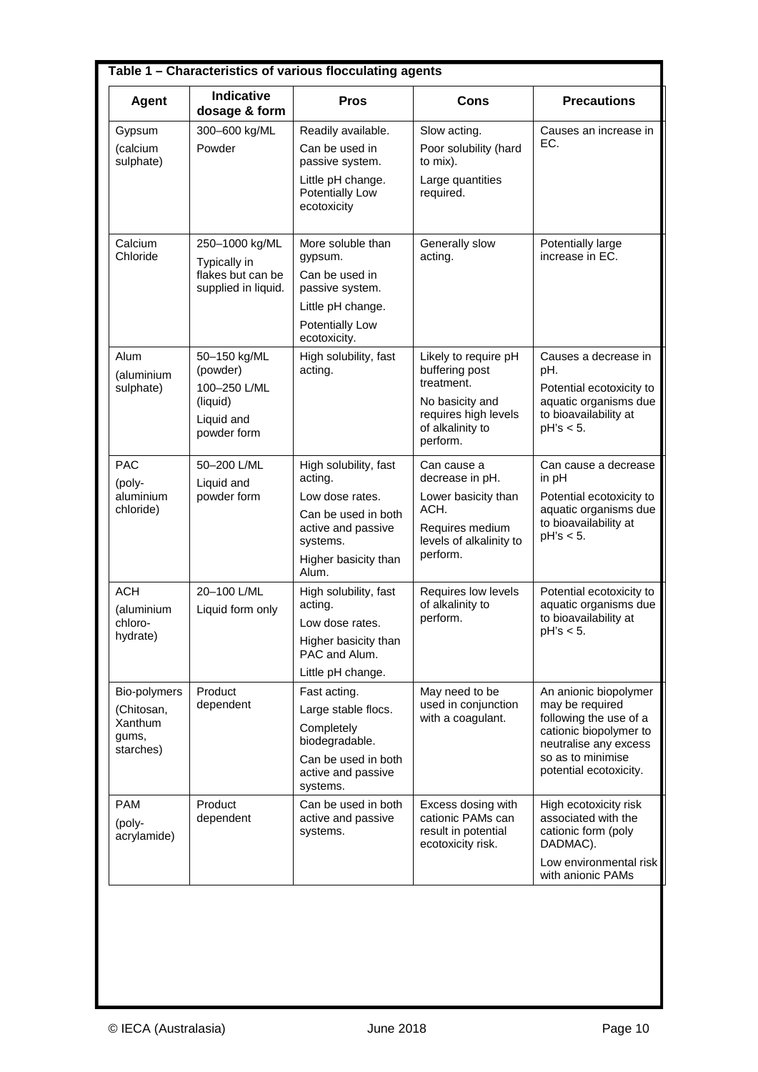**Table 1 – Characteristics of various flocculating agents**

| Agent | Indicative dosage & form | Pros | Cons | Precautions |
|---|---|---|---|---|
| Gypsum (calcium sulphate) | 300–600 kg/ML Powder | Readily available. Can be used in passive system. Little pH change. Potentially Low ecotoxicity | Slow acting. Poor solubility (hard to mix). Large quantities required. | Causes an increase in EC. |
| Calcium Chloride | 250–1000 kg/ML Typically in flakes but can be supplied in liquid. | More soluble than gypsum. Can be used in passive system. Little pH change. Potentially Low ecotoxicity. | Generally slow acting. | Potentially large increase in EC. |
| Alum (aluminium sulphate) | 50–150 kg/ML (powder) 100–250 L/ML (liquid) Liquid and powder form | High solubility, fast acting. | Likely to require pH buffering post treatment. No basicity and requires high levels of alkalinity to perform. | Causes a decrease in pH. Potential ecotoxicity to aquatic organisms due to bioavailability at pH's < 5. |
| PAC (poly-aluminium chloride) | 50–200 L/ML Liquid and powder form | High solubility, fast acting. Low dose rates. Can be used in both active and passive systems. Higher basicity than Alum. | Can cause a decrease in pH. Lower basicity than ACH. Requires medium levels of alkalinity to perform. | Can cause a decrease in pH Potential ecotoxicity to aquatic organisms due to bioavailability at pH's < 5. |
| ACH (aluminium chloro-hydrate) | 20–100 L/ML Liquid form only | High solubility, fast acting. Low dose rates. Higher basicity than PAC and Alum. Little pH change. | Requires low levels of alkalinity to perform. | Potential ecotoxicity to aquatic organisms due to bioavailability at pH's < 5. |
| Bio-polymers (Chitosan, Xanthum gums, starches) | Product dependent | Fast acting. Large stable flocs. Completely biodegradable. Can be used in both active and passive systems. | May need to be used in conjunction with a coagulant. | An anionic biopolymer may be required following the use of a cationic biopolymer to neutralise any excess so as to minimise potential ecotoxicity. |
| PAM (poly-acrylamide) | Product dependent | Can be used in both active and passive systems. | Excess dosing with cationic PAMs can result in potential ecotoxicity risk. | High ecotoxicity risk associated with the cationic form (poly DADMAC). Low environmental risk with anionic PAMs |